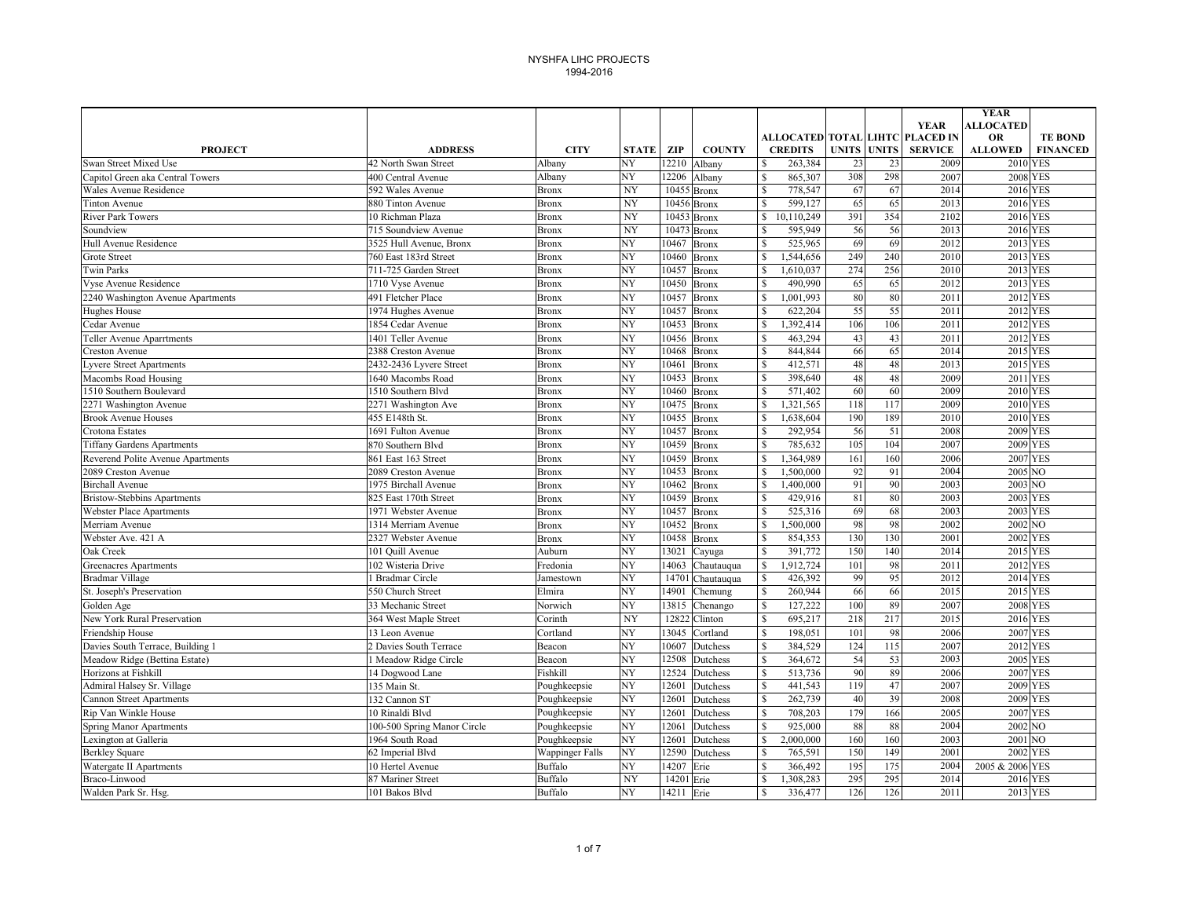# NYSHFA LIHC PROJECTS
## 1994-2016

| PROJECT | ADDRESS | CITY | STATE | ZIP | COUNTY | ALLOCATED CREDITS | TOTAL UNITS | LIHTC UNITS | YEAR PLACED IN SERVICE | YEAR ALLOCATED OR ALLOWED | TE BOND FINANCED |
|---|---|---|---|---|---|---|---|---|---|---|---|
| Swan Street Mixed Use | 42 North Swan Street | Albany | NY | 12210 | Albany | $ 263,384 | 23 | 23 | 2009 | 2010 | YES |
| Capitol Green aka Central Towers | 400 Central Avenue | Albany | NY | 12206 | Albany | $ 865,307 | 308 | 298 | 2007 | 2008 | YES |
| Wales Avenue Residence | 592 Wales Avenue | Bronx | NY | 10455 | Bronx | $ 778,547 | 67 | 67 | 2014 | 2016 | YES |
| Tinton Avenue | 880 Tinton Avenue | Bronx | NY | 10456 | Bronx | $ 599,127 | 65 | 65 | 2013 | 2016 | YES |
| River Park Towers | 10 Richman Plaza | Bronx | NY | 10453 | Bronx | $ 10,110,249 | 391 | 354 | 2102 | 2016 | YES |
| Soundview | 715 Soundview Avenue | Bronx | NY | 10473 | Bronx | $ 595,949 | 56 | 56 | 2013 | 2016 | YES |
| Hull Avenue Residence | 3525 Hull Avenue, Bronx | Bronx | NY | 10467 | Bronx | $ 525,965 | 69 | 69 | 2012 | 2013 | YES |
| Grote Street | 760 East 183rd Street | Bronx | NY | 10460 | Bronx | $ 1,544,656 | 249 | 240 | 2010 | 2013 | YES |
| Twin Parks | 711-725 Garden Street | Bronx | NY | 10457 | Bronx | $ 1,610,037 | 274 | 256 | 2010 | 2013 | YES |
| Vyse Avenue Residence | 1710 Vyse Avenue | Bronx | NY | 10450 | Bronx | $ 490,990 | 65 | 65 | 2012 | 2013 | YES |
| 2240 Washington Avenue Apartments | 491 Fletcher Place | Bronx | NY | 10457 | Bronx | $ 1,001,993 | 80 | 80 | 2011 | 2012 | YES |
| Hughes House | 1974 Hughes Avenue | Bronx | NY | 10457 | Bronx | $ 622,204 | 55 | 55 | 2011 | 2012 | YES |
| Cedar Avenue | 1854 Cedar Avenue | Bronx | NY | 10453 | Bronx | $ 1,392,414 | 106 | 106 | 2011 | 2012 | YES |
| Teller Avenue Aparrtments | 1401 Teller Avenue | Bronx | NY | 10456 | Bronx | $ 463,294 | 43 | 43 | 2011 | 2012 | YES |
| Creston Avenue | 2388 Creston Avenue | Bronx | NY | 10468 | Bronx | $ 844,844 | 66 | 65 | 2014 | 2015 | YES |
| Lyvere Street Apartments | 2432-2436 Lyvere Street | Bronx | NY | 10461 | Bronx | $ 412,571 | 48 | 48 | 2013 | 2015 | YES |
| Macombs Road Housing | 1640 Macombs Road | Bronx | NY | 10453 | Bronx | $ 398,640 | 48 | 48 | 2009 | 2011 | YES |
| 1510 Southern Boulevard | 1510 Southern Blvd | Bronx | NY | 10460 | Bronx | $ 571,402 | 60 | 60 | 2009 | 2010 | YES |
| 2271 Washington Avenue | 2271 Washington Ave | Bronx | NY | 10475 | Bronx | $ 1,321,565 | 118 | 117 | 2009 | 2010 | YES |
| Brook Avenue Houses | 455 E148th St. | Bronx | NY | 10455 | Bronx | $ 1,638,604 | 190 | 189 | 2010 | 2010 | YES |
| Crotona Estates | 1691 Fulton Avenue | Bronx | NY | 10457 | Bronx | $ 292,954 | 56 | 51 | 2008 | 2009 | YES |
| Tiffany Gardens Apartments | 870 Southern Blvd | Bronx | NY | 10459 | Bronx | $ 785,632 | 105 | 104 | 2007 | 2009 | YES |
| Reverend Polite Avenue Apartments | 861 East 163 Street | Bronx | NY | 10459 | Bronx | $ 1,364,989 | 161 | 160 | 2006 | 2007 | YES |
| 2089 Creston Avenue | 2089 Creston Avenue | Bronx | NY | 10453 | Bronx | $ 1,500,000 | 92 | 91 | 2004 | 2005 | NO |
| Birchall Avenue | 1975 Birchall Avenue | Bronx | NY | 10462 | Bronx | $ 1,400,000 | 91 | 90 | 2003 | 2003 | NO |
| Bristow-Stebbins Apartments | 825 East 170th Street | Bronx | NY | 10459 | Bronx | $ 429,916 | 81 | 80 | 2003 | 2003 | YES |
| Webster Place Apartments | 1971 Webster Avenue | Bronx | NY | 10457 | Bronx | $ 525,316 | 69 | 68 | 2003 | 2003 | YES |
| Merriam Avenue | 1314 Merriam Avenue | Bronx | NY | 10452 | Bronx | $ 1,500,000 | 98 | 98 | 2002 | 2002 | NO |
| Webster Ave. 421 A | 2327 Webster Avenue | Bronx | NY | 10458 | Bronx | $ 854,353 | 130 | 130 | 2001 | 2002 | YES |
| Oak Creek | 101 Quill Avenue | Auburn | NY | 13021 | Cayuga | $ 391,772 | 150 | 140 | 2014 | 2015 | YES |
| Greenacres Apartments | 102 Wisteria Drive | Fredonia | NY | 14063 | Chautauqua | $ 1,912,724 | 101 | 98 | 2011 | 2012 | YES |
| Bradmar Village | 1 Bradmar Circle | Jamestown | NY | 14701 | Chautauqua | $ 426,392 | 99 | 95 | 2012 | 2014 | YES |
| St. Joseph's Preservation | 550 Church Street | Elmira | NY | 14901 | Chemung | $ 260,944 | 66 | 66 | 2015 | 2015 | YES |
| Golden Age | 33 Mechanic Street | Norwich | NY | 13815 | Chenango | $ 127,222 | 100 | 89 | 2007 | 2008 | YES |
| New York Rural Preservation | 364 West Maple Street | Corinth | NY | 12822 | Clinton | $ 695,217 | 218 | 217 | 2015 | 2016 | YES |
| Friendship House | 13 Leon Avenue | Cortland | NY | 13045 | Cortland | $ 198,051 | 101 | 98 | 2006 | 2007 | YES |
| Davies South Terrace, Building 1 | 2 Davies South Terrace | Beacon | NY | 10607 | Dutchess | $ 384,529 | 124 | 115 | 2007 | 2012 | YES |
| Meadow Ridge (Bettina Estate) | 1 Meadow Ridge Circle | Beacon | NY | 12508 | Dutchess | $ 364,672 | 54 | 53 | 2003 | 2005 | YES |
| Horizons at Fishkill | 14 Dogwood Lane | Fishkill | NY | 12524 | Dutchess | $ 513,736 | 90 | 89 | 2006 | 2007 | YES |
| Admiral Halsey Sr. Village | 135 Main St. | Poughkeepsie | NY | 12601 | Dutchess | $ 441,543 | 119 | 47 | 2007 | 2009 | YES |
| Cannon Street Apartments | 132 Cannon ST | Poughkeepsie | NY | 12601 | Dutchess | $ 262,739 | 40 | 39 | 2008 | 2009 | YES |
| Rip Van Winkle House | 10 Rinaldi Blvd | Poughkeepsie | NY | 12601 | Dutchess | $ 708,203 | 179 | 166 | 2005 | 2007 | YES |
| Spring Manor Apartments | 100-500 Spring Manor Circle | Poughkeepsie | NY | 12061 | Dutchess | $ 925,000 | 88 | 88 | 2004 | 2002 | NO |
| Lexington at Galleria | 1964 South Road | Poughkeepsie | NY | 12601 | Dutchess | $ 2,000,000 | 160 | 160 | 2003 | 2001 | NO |
| Berkley Square | 62 Imperial Blvd | Wappinger Falls | NY | 12590 | Dutchess | $ 765,591 | 150 | 149 | 2001 | 2002 | YES |
| Watergate II Apartments | 10 Hertel Avenue | Buffalo | NY | 14207 | Erie | $ 366,492 | 195 | 175 | 2004 | 2005 & 2006 | YES |
| Braco-Linwood | 87 Mariner Street | Buffalo | NY | 14201 | Erie | $ 1,308,283 | 295 | 295 | 2014 | 2016 | YES |
| Walden Park Sr. Hsg. | 101 Bakos Blvd | Buffalo | NY | 14211 | Erie | $ 336,477 | 126 | 126 | 2011 | 2013 | YES |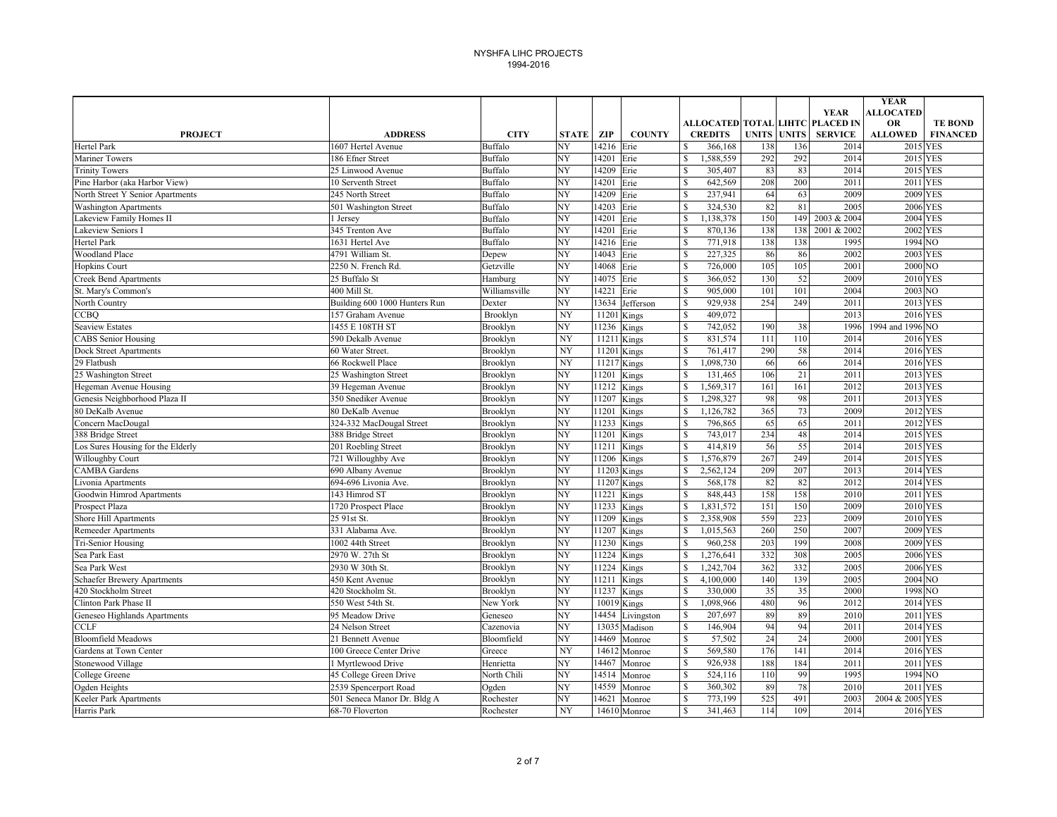# NYSHFA LIHC PROJECTS
## 1994-2016

| PROJECT | ADDRESS | CITY | STATE | ZIP | COUNTY | ALLOCATED CREDITS | TOTAL UNITS | LIHTC UNITS | YEAR PLACED IN SERVICE | YEAR ALLOCATED OR ALLOWED | TE BOND FINANCED |
|---|---|---|---|---|---|---|---|---|---|---|---|
| Hertel Park | 1607 Hertel Avenue | Buffalo | NY | 14216 | Erie | $ 366,168 | 138 | 136 | 2014 | 2015 | YES |
| Mariner Towers | 186 Efner Street | Buffalo | NY | 14201 | Erie | $ 1,588,559 | 292 | 292 | 2014 | 2015 | YES |
| Trinity Towers | 25 Linwood Avenue | Buffalo | NY | 14209 | Erie | $ 305,407 | 83 | 83 | 2014 | 2015 | YES |
| Pine Harbor (aka Harbor View) | 10 Serventh Street | Buffalo | NY | 14201 | Erie | $ 642,569 | 208 | 200 | 2011 | 2011 | YES |
| North Street Y Senior Apartments | 245 North Street | Buffalo | NY | 14209 | Erie | $ 237,941 | 64 | 63 | 2009 | 2009 | YES |
| Washington Apartments | 501 Washington Street | Buffalo | NY | 14203 | Erie | $ 324,530 | 82 | 81 | 2005 | 2006 | YES |
| Lakeview Family Homes II | 1 Jersey | Buffalo | NY | 14201 | Erie | $ 1,138,378 | 150 | 149 | 2003 & 2004 | 2004 | YES |
| Lakeview Seniors I | 345 Trenton Ave | Buffalo | NY | 14201 | Erie | $ 870,136 | 138 | 138 | 2001 & 2002 | 2002 | YES |
| Hertel Park | 1631 Hertel Ave | Buffalo | NY | 14216 | Erie | $ 771,918 | 138 | 138 | 1995 | 1994 | NO |
| Woodland Place | 4791 William St. | Depew | NY | 14043 | Erie | $ 227,325 | 86 | 86 | 2002 | 2003 | YES |
| Hopkins Court | 2250 N. French Rd. | Getzville | NY | 14068 | Erie | $ 726,000 | 105 | 105 | 2001 | 2000 | NO |
| Creek Bend Apartments | 25 Buffalo St | Hamburg | NY | 14075 | Erie | $ 366,052 | 130 | 52 | 2009 | 2010 | YES |
| St. Mary's Common's | 400 Mill St. | Williamsville | NY | 14221 | Erie | $ 905,000 | 101 | 101 | 2004 | 2003 | NO |
| North Country | Building 600 1000 Hunters Run | Dexter | NY | 13634 | Jefferson | $ 929,938 | 254 | 249 | 2011 | 2013 | YES |
| CCBQ | 157 Graham Avenue | Brooklyn | NY | 11201 | Kings | $ 409,072 | | | 2013 | 2016 | YES |
| Seaview Estates | 1455 E 108TH ST | Brooklyn | NY | 11236 | Kings | $ 742,052 | 190 | 38 | 1996 | 1994 and 1996 | NO |
| CABS Senior Housing | 590 Dekalb Avenue | Brooklyn | NY | 11211 | Kings | $ 831,574 | 111 | 110 | 2014 | 2016 | YES |
| Dock Street Apartments | 60 Water Street. | Brooklyn | NY | 11201 | Kings | $ 761,417 | 290 | 58 | 2014 | 2016 | YES |
| 29 Flatbush | 66 Rockwell Place | Brooklyn | NY | 11217 | Kings | $ 1,098,730 | 66 | 66 | 2014 | 2016 | YES |
| 25 Washington Street | 25 Washington Street | Brooklyn | NY | 11201 | Kings | $ 131,465 | 106 | 21 | 2011 | 2013 | YES |
| Hegeman Avenue Housing | 39 Hegeman Avenue | Brooklyn | NY | 11212 | Kings | $ 1,569,317 | 161 | 161 | 2012 | 2013 | YES |
| Genesis Neighborhood Plaza II | 350 Snediker Avenue | Brooklyn | NY | 11207 | Kings | $ 1,298,327 | 98 | 98 | 2011 | 2013 | YES |
| 80 DeKalb Avenue | 80 DeKalb Avenue | Brooklyn | NY | 11201 | Kings | $ 1,126,782 | 365 | 73 | 2009 | 2012 | YES |
| Concern MacDougal | 324-332 MacDougal Street | Brooklyn | NY | 11233 | Kings | $ 796,865 | 65 | 65 | 2011 | 2012 | YES |
| 388 Bridge Street | 388 Bridge Street | Brooklyn | NY | 11201 | Kings | $ 743,017 | 234 | 48 | 2014 | 2015 | YES |
| Los Sures Housing for the Elderly | 201 Roebling Street | Brooklyn | NY | 11211 | Kings | $ 414,819 | 56 | 55 | 2014 | 2015 | YES |
| Willoughby Court | 721 Willoughby Ave | Brooklyn | NY | 11206 | Kings | $ 1,576,879 | 267 | 249 | 2014 | 2015 | YES |
| CAMBA Gardens | 690 Albany Avenue | Brooklyn | NY | 11203 | Kings | $ 2,562,124 | 209 | 207 | 2013 | 2014 | YES |
| Livonia Apartments | 694-696 Livonia Ave. | Brooklyn | NY | 11207 | Kings | $ 568,178 | 82 | 82 | 2012 | 2014 | YES |
| Goodwin Himrod Apartments | 143 Himrod ST | Brooklyn | NY | 11221 | Kings | $ 848,443 | 158 | 158 | 2010 | 2011 | YES |
| Prospect Plaza | 1720 Prospect Place | Brooklyn | NY | 11233 | Kings | $ 1,831,572 | 151 | 150 | 2009 | 2010 | YES |
| Shore Hill Apartments | 25 91st St. | Brooklyn | NY | 11209 | Kings | $ 2,358,908 | 559 | 223 | 2009 | 2010 | YES |
| Remeeder Apartments | 331 Alabama Ave. | Brooklyn | NY | 11207 | Kings | $ 1,015,563 | 260 | 250 | 2007 | 2009 | YES |
| Tri-Senior Housing | 1002 44th Street | Brooklyn | NY | 11230 | Kings | $ 960,258 | 203 | 199 | 2008 | 2009 | YES |
| Sea Park East | 2970 W. 27th St | Brooklyn | NY | 11224 | Kings | $ 1,276,641 | 332 | 308 | 2005 | 2006 | YES |
| Sea Park West | 2930 W 30th St. | Brooklyn | NY | 11224 | Kings | $ 1,242,704 | 362 | 332 | 2005 | 2006 | YES |
| Schaefer Brewery Apartments | 450 Kent Avenue | Brooklyn | NY | 11211 | Kings | $ 4,100,000 | 140 | 139 | 2005 | 2004 | NO |
| 420 Stockholm Street | 420 Stockholm St. | Brooklyn | NY | 11237 | Kings | $ 330,000 | 35 | 35 | 2000 | 1998 | NO |
| Clinton Park Phase II | 550 West 54th St. | New York | NY | 10019 | Kings | $ 1,098,966 | 480 | 96 | 2012 | 2014 | YES |
| Geneseo Highlands Apartments | 95 Meadow Drive | Geneseo | NY | 14454 | Livingston | $ 207,697 | 89 | 89 | 2010 | 2011 | YES |
| CCLF | 24 Nelson Street | Cazenovia | NY | 13035 | Madison | $ 146,904 | 94 | 94 | 2011 | 2014 | YES |
| Bloomfield Meadows | 21 Bennett Avenue | Bloomfield | NY | 14469 | Monroe | $ 57,502 | 24 | 24 | 2000 | 2001 | YES |
| Gardens at Town Center | 100 Greece Center Drive | Greece | NY | 14612 | Monroe | $ 569,580 | 176 | 141 | 2014 | 2016 | YES |
| Stonewood Village | 1 Myrtlewood Drive | Henrietta | NY | 14467 | Monroe | $ 926,938 | 188 | 184 | 2011 | 2011 | YES |
| College Greene | 45 College Green Drive | North Chili | NY | 14514 | Monroe | $ 524,116 | 110 | 99 | 1995 | 1994 | NO |
| Ogden Heights | 2539 Spencerport Road | Ogden | NY | 14559 | Monroe | $ 360,302 | 89 | 78 | 2010 | 2011 | YES |
| Keeler Park Apartments | 501 Seneca Manor Dr. Bldg A | Rochester | NY | 14621 | Monroe | $ 773,199 | 525 | 491 | 2003 | 2004 & 2005 | YES |
| Harris Park | 68-70 Floverton | Rochester | NY | 14610 | Monroe | $ 341,463 | 114 | 109 | 2014 | 2016 | YES |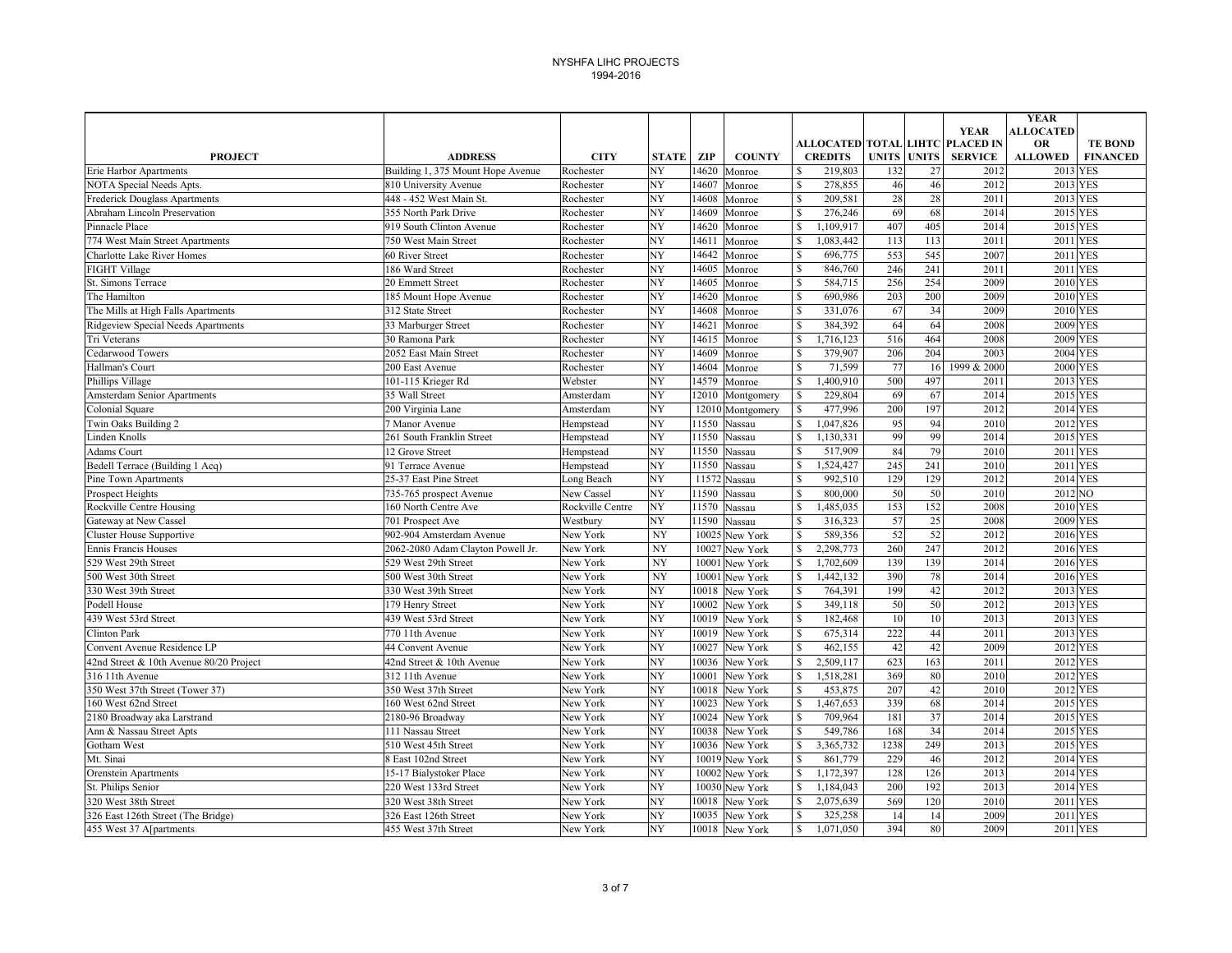# NYSHFA LIHC PROJECTS
1994-2016

| PROJECT | ADDRESS | CITY | STATE | ZIP | COUNTY | ALLOCATED CREDITS | TOTAL UNITS | LIHTC UNITS | YEAR PLACED IN SERVICE | YEAR ALLOCATED OR ALLOWED | TE BOND FINANCED |
|---|---|---|---|---|---|---|---|---|---|---|---|
| Erie Harbor Apartments | Building 1, 375 Mount Hope Avenue | Rochester | NY | 14620 | Monroe | $ 219,803 | 132 | 27 | 2012 | 2013 | YES |
| NOTA Special Needs Apts. | 810 University Avenue | Rochester | NY | 14607 | Monroe | $ 278,855 | 46 | 46 | 2012 | 2013 | YES |
| Frederick Douglass Apartments | 448 - 452 West Main St. | Rochester | NY | 14608 | Monroe | $ 209,581 | 28 | 28 | 2011 | 2013 | YES |
| Abraham Lincoln Preservation | 355 North Park Drive | Rochester | NY | 14609 | Monroe | $ 276,246 | 69 | 68 | 2014 | 2015 | YES |
| Pinnacle Place | 919 South Clinton Avenue | Rochester | NY | 14620 | Monroe | $ 1,109,917 | 407 | 405 | 2014 | 2015 | YES |
| 774 West Main Street Apartments | 750 West Main Street | Rochester | NY | 14611 | Monroe | $ 1,083,442 | 113 | 113 | 2011 | 2011 | YES |
| Charlotte Lake River Homes | 60 River Street | Rochester | NY | 14642 | Monroe | $ 696,775 | 553 | 545 | 2007 | 2011 | YES |
| FIGHT Village | 186 Ward Street | Rochester | NY | 14605 | Monroe | $ 846,760 | 246 | 241 | 2011 | 2011 | YES |
| St. Simons Terrace | 20 Emmett Street | Rochester | NY | 14605 | Monroe | $ 584,715 | 256 | 254 | 2009 | 2010 | YES |
| The Hamilton | 185 Mount Hope Avenue | Rochester | NY | 14620 | Monroe | $ 690,986 | 203 | 200 | 2009 | 2010 | YES |
| The Mills at High Falls Apartments | 312 State Street | Rochester | NY | 14608 | Monroe | $ 331,076 | 67 | 34 | 2009 | 2010 | YES |
| Ridgeview Special Needs Apartments | 33 Marburger Street | Rochester | NY | 14621 | Monroe | $ 384,392 | 64 | 64 | 2008 | 2009 | YES |
| Tri Veterans | 30 Ramona Park | Rochester | NY | 14615 | Monroe | $ 1,716,123 | 516 | 464 | 2008 | 2009 | YES |
| Cedarwood Towers | 2052 East Main Street | Rochester | NY | 14609 | Monroe | $ 379,907 | 206 | 204 | 2003 | 2004 | YES |
| Hallman's Court | 200 East Avenue | Rochester | NY | 14604 | Monroe | $ 71,599 | 77 | 16 | 1999 & 2000 | 2000 | YES |
| Phillips Village | 101-115 Krieger Rd | Webster | NY | 14579 | Monroe | $ 1,400,910 | 500 | 497 | 2011 | 2013 | YES |
| Amsterdam Senior Apartments | 35 Wall Street | Amsterdam | NY | 12010 | Montgomery | $ 229,804 | 69 | 67 | 2014 | 2015 | YES |
| Colonial Square | 200 Virginia Lane | Amsterdam | NY | 12010 | Montgomery | $ 477,996 | 200 | 197 | 2012 | 2014 | YES |
| Twin Oaks Building 2 | 7 Manor Avenue | Hempstead | NY | 11550 | Nassau | $ 1,047,826 | 95 | 94 | 2010 | 2012 | YES |
| Linden Knolls | 261 South Franklin Street | Hempstead | NY | 11550 | Nassau | $ 1,130,331 | 99 | 99 | 2014 | 2015 | YES |
| Adams Court | 12 Grove Street | Hempstead | NY | 11550 | Nassau | $ 517,909 | 84 | 79 | 2010 | 2011 | YES |
| Bedell Terrace (Building 1 Acq) | 91 Terrace Avenue | Hempstead | NY | 11550 | Nassau | $ 1,524,427 | 245 | 241 | 2010 | 2011 | YES |
| Pine Town Apartments | 25-37 East Pine Street | Long Beach | NY | 11572 | Nassau | $ 992,510 | 129 | 129 | 2012 | 2014 | YES |
| Prospect Heights | 735-765 prospect Avenue | New Cassel | NY | 11590 | Nassau | $ 800,000 | 50 | 50 | 2010 | 2012 | NO |
| Rockville Centre Housing | 160 North Centre Ave | Rockville Centre | NY | 11570 | Nassau | $ 1,485,035 | 153 | 152 | 2008 | 2010 | YES |
| Gateway at New Cassel | 701 Prospect Ave | Westbury | NY | 11590 | Nassau | $ 316,323 | 57 | 25 | 2008 | 2009 | YES |
| Cluster House Supportive | 902-904 Amsterdam Avenue | New York | NY | 10025 | New York | $ 589,356 | 52 | 52 | 2012 | 2016 | YES |
| Ennis Francis Houses | 2062-2080 Adam Clayton Powell Jr. | New York | NY | 10027 | New York | $ 2,298,773 | 260 | 247 | 2012 | 2016 | YES |
| 529 West 29th Street | 529 West 29th Street | New York | NY | 10001 | New York | $ 1,702,609 | 139 | 139 | 2014 | 2016 | YES |
| 500 West 30th Street | 500 West 30th Street | New York | NY | 10001 | New York | $ 1,442,132 | 390 | 78 | 2014 | 2016 | YES |
| 330 West 39th Street | 330 West 39th Street | New York | NY | 10018 | New York | $ 764,391 | 199 | 42 | 2012 | 2013 | YES |
| Podell House | 179 Henry Street | New York | NY | 10002 | New York | $ 349,118 | 50 | 50 | 2012 | 2013 | YES |
| 439 West 53rd Street | 439 West 53rd Street | New York | NY | 10019 | New York | $ 182,468 | 10 | 10 | 2013 | 2013 | YES |
| Clinton Park | 770 11th Avenue | New York | NY | 10019 | New York | $ 675,314 | 222 | 44 | 2011 | 2013 | YES |
| Convent Avenue Residence LP | 44 Convent Avenue | New York | NY | 10027 | New York | $ 462,155 | 42 | 42 | 2009 | 2012 | YES |
| 42nd Street & 10th Avenue 80/20 Project | 42nd Street & 10th Avenue | New York | NY | 10036 | New York | $ 2,509,117 | 623 | 163 | 2011 | 2012 | YES |
| 316 11th Avenue | 312 11th Avenue | New York | NY | 10001 | New York | $ 1,518,281 | 369 | 80 | 2010 | 2012 | YES |
| 350 West 37th Street (Tower 37) | 350 West 37th Street | New York | NY | 10018 | New York | $ 453,875 | 207 | 42 | 2010 | 2012 | YES |
| 160 West 62nd Street | 160 West 62nd Street | New York | NY | 10023 | New York | $ 1,467,653 | 339 | 68 | 2014 | 2015 | YES |
| 2180 Broadway aka Larstrand | 2180-96 Broadway | New York | NY | 10024 | New York | $ 709,964 | 181 | 37 | 2014 | 2015 | YES |
| Ann & Nassau Street Apts | 111 Nassau Street | New York | NY | 10038 | New York | $ 549,786 | 168 | 34 | 2014 | 2015 | YES |
| Gotham West | 510 West 45th Street | New York | NY | 10036 | New York | $ 3,365,732 | 1238 | 249 | 2013 | 2015 | YES |
| Mt. Sinai | 8 East 102nd Street | New York | NY | 10019 | New York | $ 861,779 | 229 | 46 | 2012 | 2014 | YES |
| Orenstein Apartments | 15-17 Bialystoker Place | New York | NY | 10002 | New York | $ 1,172,397 | 128 | 126 | 2013 | 2014 | YES |
| St. Philips Senior | 220 West 133rd Street | New York | NY | 10030 | New York | $ 1,184,043 | 200 | 192 | 2013 | 2014 | YES |
| 320 West 38th Street | 320 West 38th Street | New York | NY | 10018 | New York | $ 2,075,639 | 569 | 120 | 2010 | 2011 | YES |
| 326 East 126th Street (The Bridge) | 326 East 126th Street | New York | NY | 10035 | New York | $ 325,258 | 14 | 14 | 2009 | 2011 | YES |
| 455 West 37 A[partments | 455 West 37th Street | New York | NY | 10018 | New York | $ 1,071,050 | 394 | 80 | 2009 | 2011 | YES |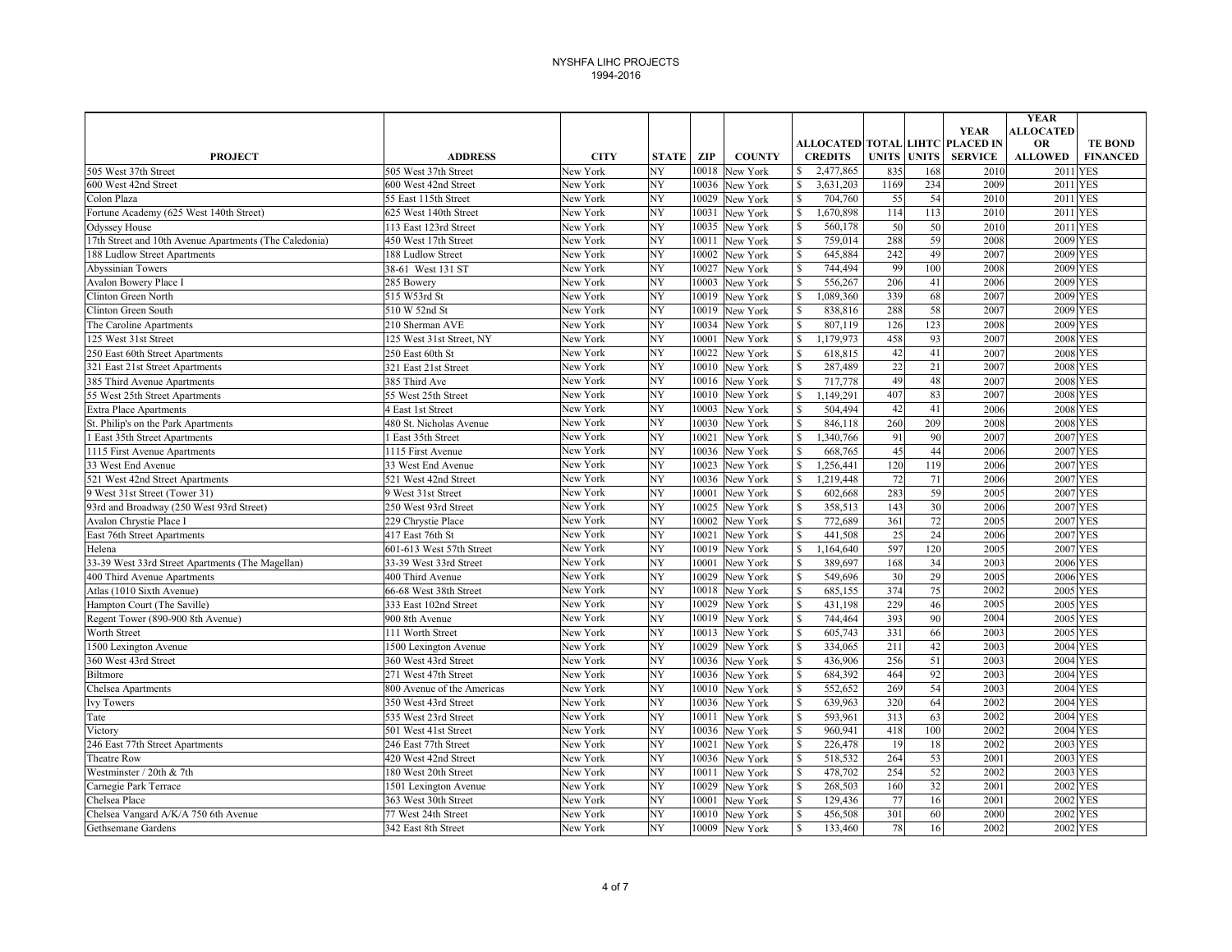NYSHFA LIHC PROJECTS
1994-2016

| PROJECT | ADDRESS | CITY | STATE | ZIP | COUNTY | ALLOCATED CREDITS | TOTAL UNITS | LIHTC UNITS | YEAR PLACED IN SERVICE | YEAR ALLOCATED OR ALLOWED | TE BOND FINANCED |
|---|---|---|---|---|---|---|---|---|---|---|---|
| 505 West 37th Street | 505 West 37th Street | New York | NY | 10018 | New York | $ 2,477,865 | 835 | 168 | 2010 | 2011 | YES |
| 600 West 42nd Street | 600 West 42nd Street | New York | NY | 10036 | New York | $ 3,631,203 | 1169 | 234 | 2009 | 2011 | YES |
| Colon Plaza | 55 East 115th Street | New York | NY | 10029 | New York | $ 704,760 | 55 | 54 | 2010 | 2011 | YES |
| Fortune Academy (625 West 140th Street) | 625 West 140th Street | New York | NY | 10031 | New York | $ 1,670,898 | 114 | 113 | 2010 | 2011 | YES |
| Odyssey House | 113 East 123rd Street | New York | NY | 10035 | New York | $ 560,178 | 50 | 50 | 2010 | 2011 | YES |
| 17th Street and 10th Avenue Apartments (The Caledonia) | 450 West 17th Street | New York | NY | 10011 | New York | $ 759,014 | 288 | 59 | 2008 | 2009 | YES |
| 188 Ludlow Street Apartments | 188 Ludlow Street | New York | NY | 10002 | New York | $ 645,884 | 242 | 49 | 2007 | 2009 | YES |
| Abyssinian Towers | 38-61 West 131 ST | New York | NY | 10027 | New York | $ 744,494 | 99 | 100 | 2008 | 2009 | YES |
| Avalon Bowery Place I | 285 Bowery | New York | NY | 10003 | New York | $ 556,267 | 206 | 41 | 2006 | 2009 | YES |
| Clinton Green North | 515 W53rd St | New York | NY | 10019 | New York | $ 1,089,360 | 339 | 68 | 2007 | 2009 | YES |
| Clinton Green South | 510 W 52nd St | New York | NY | 10019 | New York | $ 838,816 | 288 | 58 | 2007 | 2009 | YES |
| The Caroline Apartments | 210 Sherman AVE | New York | NY | 10034 | New York | $ 807,119 | 126 | 123 | 2008 | 2009 | YES |
| 125 West 31st Street | 125 West 31st Street, NY | New York | NY | 10001 | New York | $ 1,179,973 | 458 | 93 | 2007 | 2008 | YES |
| 250 East 60th Street Apartments | 250 East 60th St | New York | NY | 10022 | New York | $ 618,815 | 42 | 41 | 2007 | 2008 | YES |
| 321 East 21st Street Apartments | 321 East 21st Street | New York | NY | 10010 | New York | $ 287,489 | 22 | 21 | 2007 | 2008 | YES |
| 385 Third Avenue Apartments | 385 Third Ave | New York | NY | 10016 | New York | $ 717,778 | 49 | 48 | 2007 | 2008 | YES |
| 55 West 25th Street Apartments | 55 West 25th Street | New York | NY | 10010 | New York | $ 1,149,291 | 407 | 83 | 2007 | 2008 | YES |
| Extra Place Apartments | 4 East 1st Street | New York | NY | 10003 | New York | $ 504,494 | 42 | 41 | 2006 | 2008 | YES |
| St. Philip's on the Park Apartments | 480 St. Nicholas Avenue | New York | NY | 10030 | New York | $ 846,118 | 260 | 209 | 2008 | 2008 | YES |
| 1 East 35th Street Apartments | 1 East 35th Street | New York | NY | 10021 | New York | $ 1,340,766 | 91 | 90 | 2007 | 2007 | YES |
| 1115 First Avenue Apartments | 1115 First Avenue | New York | NY | 10036 | New York | $ 668,765 | 45 | 44 | 2006 | 2007 | YES |
| 33 West End Avenue | 33 West End Avenue | New York | NY | 10023 | New York | $ 1,256,441 | 120 | 119 | 2006 | 2007 | YES |
| 521 West 42nd Street Apartments | 521 West 42nd Street | New York | NY | 10036 | New York | $ 1,219,448 | 72 | 71 | 2006 | 2007 | YES |
| 9 West 31st Street (Tower 31) | 9 West 31st Street | New York | NY | 10001 | New York | $ 602,668 | 283 | 59 | 2005 | 2007 | YES |
| 93rd and Broadway (250 West 93rd Street) | 250 West 93rd Street | New York | NY | 10025 | New York | $ 358,513 | 143 | 30 | 2006 | 2007 | YES |
| Avalon Chrystie Place I | 229 Chrystie Place | New York | NY | 10002 | New York | $ 772,689 | 361 | 72 | 2005 | 2007 | YES |
| East 76th Street Apartments | 417 East 76th St | New York | NY | 10021 | New York | $ 441,508 | 25 | 24 | 2006 | 2007 | YES |
| Helena | 601-613 West 57th Street | New York | NY | 10019 | New York | $ 1,164,640 | 597 | 120 | 2005 | 2007 | YES |
| 33-39 West 33rd Street Apartments (The Magellan) | 33-39 West 33rd Street | New York | NY | 10001 | New York | $ 389,697 | 168 | 34 | 2003 | 2006 | YES |
| 400 Third Avenue Apartments | 400 Third Avenue | New York | NY | 10029 | New York | $ 549,696 | 30 | 29 | 2005 | 2006 | YES |
| Atlas (1010 Sixth Avenue) | 66-68 West 38th Street | New York | NY | 10018 | New York | $ 685,155 | 374 | 75 | 2002 | 2005 | YES |
| Hampton Court (The Saville) | 333 East 102nd Street | New York | NY | 10029 | New York | $ 431,198 | 229 | 46 | 2005 | 2005 | YES |
| Regent Tower (890-900 8th Avenue) | 900 8th Avenue | New York | NY | 10019 | New York | $ 744,464 | 393 | 90 | 2004 | 2005 | YES |
| Worth Street | 111 Worth Street | New York | NY | 10013 | New York | $ 605,743 | 331 | 66 | 2003 | 2005 | YES |
| 1500 Lexington Avenue | 1500 Lexington Avenue | New York | NY | 10029 | New York | $ 334,065 | 211 | 42 | 2003 | 2004 | YES |
| 360 West 43rd Street | 360 West 43rd Street | New York | NY | 10036 | New York | $ 436,906 | 256 | 51 | 2003 | 2004 | YES |
| Biltmore | 271 West 47th Street | New York | NY | 10036 | New York | $ 684,392 | 464 | 92 | 2003 | 2004 | YES |
| Chelsea Apartments | 800 Avenue of the Americas | New York | NY | 10010 | New York | $ 552,652 | 269 | 54 | 2003 | 2004 | YES |
| Ivy Towers | 350 West 43rd Street | New York | NY | 10036 | New York | $ 639,963 | 320 | 64 | 2002 | 2004 | YES |
| Tate | 535 West 23rd Street | New York | NY | 10011 | New York | $ 593,961 | 313 | 63 | 2002 | 2004 | YES |
| Victory | 501 West 41st Street | New York | NY | 10036 | New York | $ 960,941 | 418 | 100 | 2002 | 2004 | YES |
| 246 East 77th Street Apartments | 246 East 77th Street | New York | NY | 10021 | New York | $ 226,478 | 19 | 18 | 2002 | 2003 | YES |
| Theatre Row | 420 West 42nd Street | New York | NY | 10036 | New York | $ 518,532 | 264 | 53 | 2001 | 2003 | YES |
| Westminster / 20th & 7th | 180 West 20th Street | New York | NY | 10011 | New York | $ 478,702 | 254 | 52 | 2002 | 2003 | YES |
| Carnegie Park Terrace | 1501 Lexington Avenue | New York | NY | 10029 | New York | $ 268,503 | 160 | 32 | 2001 | 2002 | YES |
| Chelsea Place | 363 West 30th Street | New York | NY | 10001 | New York | $ 129,436 | 77 | 16 | 2001 | 2002 | YES |
| Chelsea Vangard A/K/A 750 6th Avenue | 77 West 24th Street | New York | NY | 10010 | New York | $ 456,508 | 301 | 60 | 2000 | 2002 | YES |
| Gethsemane Gardens | 342 East 8th Street | New York | NY | 10009 | New York | $ 133,460 | 78 | 16 | 2002 | 2002 | YES |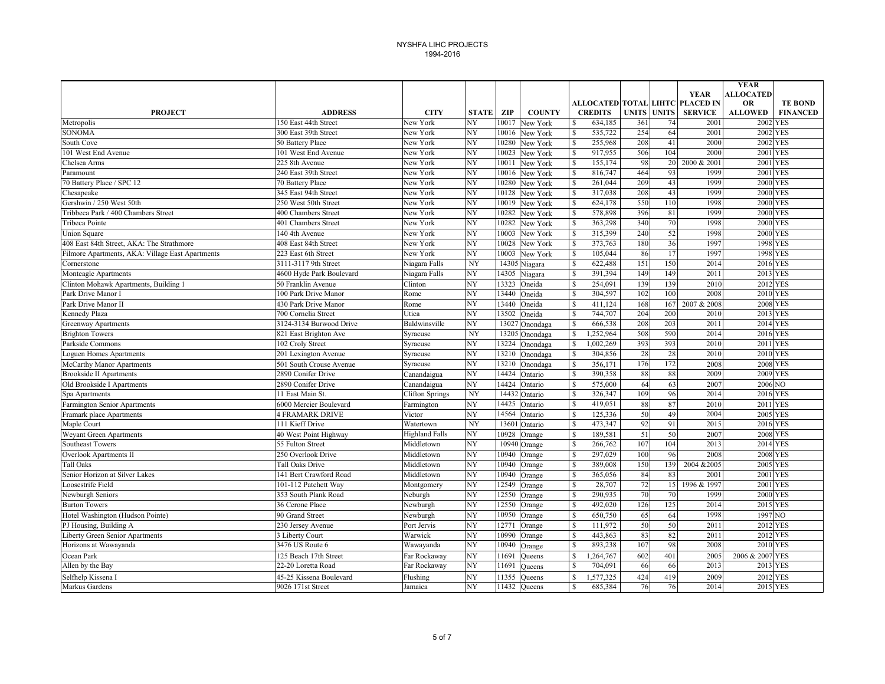# NYSHFA LIHC PROJECTS
1994-2016

| PROJECT | ADDRESS | CITY | STATE | ZIP | COUNTY | ALLOCATED CREDITS | TOTAL UNITS | LIHTC UNITS | YEAR PLACED IN SERVICE | YEAR ALLOCATED OR ALLOWED | TE BOND FINANCED |
|---|---|---|---|---|---|---|---|---|---|---|---|
| Metropolis | 150 East 44th Street | New York | NY | 10017 | New York | $ 634,185 | 361 | 74 | 2001 | 2002 | YES |
| SONOMA | 300 East 39th Street | New York | NY | 10016 | New York | $ 535,722 | 254 | 64 | 2001 | 2002 | YES |
| South Cove | 50 Battery Place | New York | NY | 10280 | New York | $ 255,968 | 208 | 41 | 2000 | 2002 | YES |
| 101 West End Avenue | 101 West End Avenue | New York | NY | 10023 | New York | $ 917,955 | 506 | 104 | 2000 | 2001 | YES |
| Chelsea Arms | 225 8th Avenue | New York | NY | 10011 | New York | $ 155,174 | 98 | 20 | 2000 & 2001 | 2001 | YES |
| Paramount | 240 East 39th Street | New York | NY | 10016 | New York | $ 816,747 | 464 | 93 | 1999 | 2001 | YES |
| 70 Battery Place / SPC 12 | 70 Battery Place | New York | NY | 10280 | New York | $ 261,044 | 209 | 43 | 1999 | 2000 | YES |
| Chesapeake | 345 East 94th Street | New York | NY | 10128 | New York | $ 317,038 | 208 | 43 | 1999 | 2000 | YES |
| Gershwin / 250 West 50th | 250 West 50th Street | New York | NY | 10019 | New York | $ 624,178 | 550 | 110 | 1998 | 2000 | YES |
| Tribbeca Park / 400 Chambers Street | 400 Chambers Street | New York | NY | 10282 | New York | $ 578,898 | 396 | 81 | 1999 | 2000 | YES |
| Tribeca Pointe | 401 Chambers Street | New York | NY | 10282 | New York | $ 363,298 | 340 | 70 | 1998 | 2000 | YES |
| Union Square | 140 4th Avenue | New York | NY | 10003 | New York | $ 315,399 | 240 | 52 | 1998 | 2000 | YES |
| 408 East 84th Street, AKA: The Strathmore | 408 East 84th Street | New York | NY | 10028 | New York | $ 373,763 | 180 | 36 | 1997 | 1998 | YES |
| Filmore Apartments, AKA: Village East Apartments | 223 East 6th Street | New York | NY | 10003 | New York | $ 105,044 | 86 | 17 | 1997 | 1998 | YES |
| Cornerstone | 3111-3117 9th Street | Niagara Falls | NY | 14305 | Niagara | $ 622,488 | 151 | 150 | 2014 | 2016 | YES |
| Monteagle Apartments | 4600 Hyde Park Boulevard | Niagara Falls | NY | 14305 | Niagara | $ 391,394 | 149 | 149 | 2011 | 2013 | YES |
| Clinton Mohawk Apartments, Building 1 | 50 Franklin Avenue | Clinton | NY | 13323 | Oneida | $ 254,091 | 139 | 139 | 2010 | 2012 | YES |
| Park Drive Manor I | 100 Park Drive Manor | Rome | NY | 13440 | Oneida | $ 304,597 | 102 | 100 | 2008 | 2010 | YES |
| Park Drive Manor II | 430 Park Drive Manor | Rome | NY | 13440 | Oneida | $ 411,124 | 168 | 167 | 2007 & 2008 | 2008 | YES |
| Kennedy Plaza | 700 Cornelia Street | Utica | NY | 13502 | Oneida | $ 744,707 | 204 | 200 | 2010 | 2013 | YES |
| Greenway Apartments | 3124-3134 Burwood Drive | Baldwinsville | NY | 13027 | Onondaga | $ 666,538 | 208 | 203 | 2011 | 2014 | YES |
| Brighton Towers | 821 East Brighton Ave | Syracuse | NY | 13205 | Onondaga | $ 1,252,964 | 508 | 590 | 2014 | 2016 | YES |
| Parkside Commons | 102 Croly Street | Syracuse | NY | 13224 | Onondaga | $ 1,002,269 | 393 | 393 | 2010 | 2011 | YES |
| Loguen Homes Apartments | 201 Lexington Avenue | Syracuse | NY | 13210 | Onondaga | $ 304,856 | 28 | 28 | 2010 | 2010 | YES |
| McCarthy Manor Apartments | 501 South Crouse Avenue | Syracuse | NY | 13210 | Onondaga | $ 356,171 | 176 | 172 | 2008 | 2008 | YES |
| Brookside II Apartments | 2890 Conifer Drive | Canandaigua | NY | 14424 | Ontario | $ 390,358 | 88 | 88 | 2009 | 2009 | YES |
| Old Brookside I Apartments | 2890 Conifer Drive | Canandaigua | NY | 14424 | Ontario | $ 575,000 | 64 | 63 | 2007 | 2006 | NO |
| Spa Apartments | 11 East Main St. | Clifton Springs | NY | 14432 | Ontario | $ 326,347 | 109 | 96 | 2014 | 2016 | YES |
| Farmington Senior Apartments | 6000 Mercier Boulevard | Farmington | NY | 14425 | Ontario | $ 419,051 | 88 | 87 | 2010 | 2011 | YES |
| Framark place Apartments | 4 FRAMARK DRIVE | Victor | NY | 14564 | Ontario | $ 125,336 | 50 | 49 | 2004 | 2005 | YES |
| Maple Court | 111 Kieff Drive | Watertown | NY | 13601 | Ontario | $ 473,347 | 92 | 91 | 2015 | 2016 | YES |
| Weyant Green Apartments | 40 West Point Highway | Highland Falls | NY | 10928 | Orange | $ 189,581 | 51 | 50 | 2007 | 2008 | YES |
| Southeast Towers | 55 Fulton Street | Middletown | NY | 10940 | Orange | $ 266,762 | 107 | 104 | 2013 | 2014 | YES |
| Overlook Apartments II | 250 Overlook Drive | Middletown | NY | 10940 | Orange | $ 297,029 | 100 | 96 | 2008 | 2008 | YES |
| Tall Oaks | Tall Oaks Drive | Middletown | NY | 10940 | Orange | $ 389,008 | 150 | 139 | 2004 &2005 | 2005 | YES |
| Senior Horizon at Silver Lakes | 141 Bert Crawford Road | Middletown | NY | 10940 | Orange | $ 365,056 | 84 | 83 | 2001 | 2001 | YES |
| Loosestrife Field | 101-112 Patchett Way | Montgomery | NY | 12549 | Orange | $ 28,707 | 72 | 15 | 1996 & 1997 | 2001 | YES |
| Newburgh Seniors | 353 South Plank Road | Neburgh | NY | 12550 | Orange | $ 290,935 | 70 | 70 | 1999 | 2000 | YES |
| Burton Towers | 36 Cerone Place | Newburgh | NY | 12550 | Orange | $ 492,020 | 126 | 125 | 2014 | 2015 | YES |
| Hotel Washington (Hudson Pointe) | 90 Grand Street | Newburgh | NY | 10950 | Orange | $ 650,750 | 65 | 64 | 1998 | 1997 | NO |
| PJ Housing, Building A | 230 Jersey Avenue | Port Jervis | NY | 12771 | Orange | $ 111,972 | 50 | 50 | 2011 | 2012 | YES |
| Liberty Green Senior Apartments | 3 Liberty Court | Warwick | NY | 10990 | Orange | $ 443,863 | 83 | 82 | 2011 | 2012 | YES |
| Horizons at Wawayanda | 3476 US Route 6 | Wawayanda | NY | 10940 | Orange | $ 893,238 | 107 | 98 | 2008 | 2010 | YES |
| Ocean Park | 125 Beach 17th Street | Far Rockaway | NY | 11691 | Queens | $ 1,264,767 | 602 | 401 | 2005 | 2006 & 2007 | YES |
| Allen by the Bay | 22-20 Loretta Road | Far Rockaway | NY | 11691 | Queens | $ 704,091 | 66 | 66 | 2013 | 2013 | YES |
| Selfhelp Kissena I | 45-25 Kissena Boulevard | Flushing | NY | 11355 | Queens | $ 1,577,325 | 424 | 419 | 2009 | 2012 | YES |
| Markus Gardens | 9026 171st Street | Jamaica | NY | 11432 | Queens | $ 685,384 | 76 | 76 | 2014 | 2015 | YES |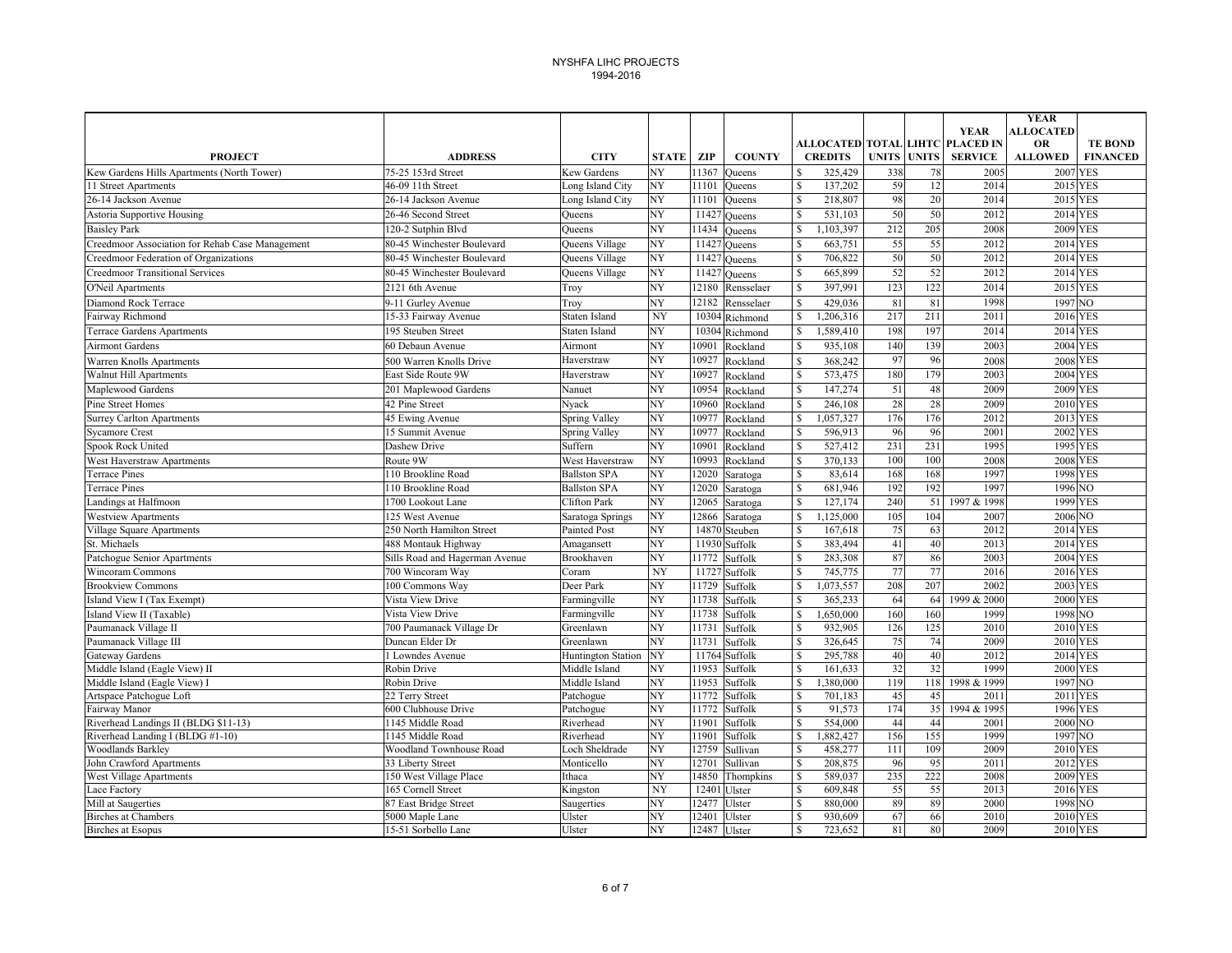# NYSHFA LIHC PROJECTS
## 1994-2016

| PROJECT | ADDRESS | CITY | STATE | ZIP | COUNTY | ALLOCATED CREDITS | TOTAL UNITS | LIHTC UNITS | YEAR PLACED IN SERVICE | YEAR ALLOCATED OR ALLOWED | TE BOND FINANCED |
|---|---|---|---|---|---|---|---|---|---|---|---|
| Kew Gardens Hills Apartments (North Tower) | 75-25 153rd Street | Kew Gardens | NY | 11367 | Queens | $ 325,429 | 338 | 78 | 2005 | 2007 | YES |
| 11 Street Apartments | 46-09 11th Street | Long Island City | NY | 11101 | Queens | $ 137,202 | 59 | 12 | 2014 | 2015 | YES |
| 26-14 Jackson Avenue | 26-14 Jackson Avenue | Long Island City | NY | 11101 | Queens | $ 218,807 | 98 | 20 | 2014 | 2015 | YES |
| Astoria Supportive Housing | 26-46 Second Street | Queens | NY | 11427 | Queens | $ 531,103 | 50 | 50 | 2012 | 2014 | YES |
| Baisley Park | 120-2 Sutphin Blvd | Queens | NY | 11434 | Queens | $ 1,103,397 | 212 | 205 | 2008 | 2009 | YES |
| Creedmoor Association for Rehab Case Management | 80-45 Winchester Boulevard | Queens Village | NY | 11427 | Queens | $ 663,751 | 55 | 55 | 2012 | 2014 | YES |
| Creedmoor Federation of Organizations | 80-45 Winchester Boulevard | Queens Village | NY | 11427 | Queens | $ 706,822 | 50 | 50 | 2012 | 2014 | YES |
| Creedmoor Transitional Services | 80-45 Winchester Boulevard | Queens Village | NY | 11427 | Queens | $ 665,899 | 52 | 52 | 2012 | 2014 | YES |
| O'Neil Apartments | 2121 6th Avenue | Troy | NY | 12180 | Rensselaer | $ 397,991 | 123 | 122 | 2014 | 2015 | YES |
| Diamond Rock Terrace | 9-11 Gurley Avenue | Troy | NY | 12182 | Rensselaer | $ 429,036 | 81 | 81 | 1998 | 1997 | NO |
| Fairway Richmond | 15-33 Fairway Avenue | Staten Island | NY | 10304 | Richmond | $ 1,206,316 | 217 | 211 | 2011 | 2016 | YES |
| Terrace Gardens Apartments | 195 Steuben Street | Staten Island | NY | 10304 | Richmond | $ 1,589,410 | 198 | 197 | 2014 | 2014 | YES |
| Airmont Gardens | 60 Debaun Avenue | Airmont | NY | 10901 | Rockland | $ 935,108 | 140 | 139 | 2003 | 2004 | YES |
| Warren Knolls Apartments | 500 Warren Knolls Drive | Haverstraw | NY | 10927 | Rockland | $ 368,242 | 97 | 96 | 2008 | 2008 | YES |
| Walnut Hill Apartments | East Side Route 9W | Haverstraw | NY | 10927 | Rockland | $ 573,475 | 180 | 179 | 2003 | 2004 | YES |
| Maplewood Gardens | 201 Maplewood Gardens | Nanuet | NY | 10954 | Rockland | $ 147,274 | 51 | 48 | 2009 | 2009 | YES |
| Pine Street Homes | 42 Pine Street | Nyack | NY | 10960 | Rockland | $ 246,108 | 28 | 28 | 2009 | 2010 | YES |
| Surrey Carlton Apartments | 45 Ewing Avenue | Spring Valley | NY | 10977 | Rockland | $ 1,057,327 | 176 | 176 | 2012 | 2013 | YES |
| Sycamore Crest | 15 Summit Avenue | Spring Valley | NY | 10977 | Rockland | $ 596,913 | 96 | 96 | 2001 | 2002 | YES |
| Spook Rock United | Dashew Drive | Suffern | NY | 10901 | Rockland | $ 527,412 | 231 | 231 | 1995 | 1995 | YES |
| West Haverstraw Apartments | Route 9W | West Haverstraw | NY | 10993 | Rockland | $ 370,133 | 100 | 100 | 2008 | 2008 | YES |
| Terrace Pines | 110 Brookline Road | Ballston SPA | NY | 12020 | Saratoga | $ 83,614 | 168 | 168 | 1997 | 1998 | YES |
| Terrace Pines | 110 Brookline Road | Ballston SPA | NY | 12020 | Saratoga | $ 681,946 | 192 | 192 | 1997 | 1996 | NO |
| Landings at Halfmoon | 1700 Lookout Lane | Clifton Park | NY | 12065 | Saratoga | $ 127,174 | 240 | 51 | 1997 & 1998 | 1999 | YES |
| Westview Apartments | 125 West Avenue | Saratoga Springs | NY | 12866 | Saratoga | $ 1,125,000 | 105 | 104 | 2007 | 2006 | NO |
| Village Square Apartments | 250 North Hamilton Street | Painted Post | NY | 14870 | Steuben | $ 167,618 | 75 | 63 | 2012 | 2014 | YES |
| St. Michaels | 488 Montauk Highway | Amagansett | NY | 11930 | Suffolk | $ 383,494 | 41 | 40 | 2013 | 2014 | YES |
| Patchogue Senior Apartments | Sills Road and Hagerman Avenue | Brookhaven | NY | 11772 | Suffolk | $ 283,308 | 87 | 86 | 2003 | 2004 | YES |
| Wincoram Commons | 700 Wincoram Way | Coram | NY | 11727 | Suffolk | $ 745,775 | 77 | 77 | 2016 | 2016 | YES |
| Brookview Commons | 100 Commons Way | Deer Park | NY | 11729 | Suffolk | $ 1,073,557 | 208 | 207 | 2002 | 2003 | YES |
| Island View I (Tax Exempt) | Vista View Drive | Farmingville | NY | 11738 | Suffolk | $ 365,233 | 64 | 64 | 1999 & 2000 | 2000 | YES |
| Island View II (Taxable) | Vista View Drive | Farmingville | NY | 11738 | Suffolk | $ 1,650,000 | 160 | 160 | 1999 | 1998 | NO |
| Paumanack Village II | 700 Paumanack Village Dr | Greenlawn | NY | 11731 | Suffolk | $ 932,905 | 126 | 125 | 2010 | 2010 | YES |
| Paumanack Village III | Duncan Elder Dr | Greenlawn | NY | 11731 | Suffolk | $ 326,645 | 75 | 74 | 2009 | 2010 | YES |
| Gateway Gardens | 1 Lowndes Avenue | Huntington Station | NY | 11764 | Suffolk | $ 295,788 | 40 | 40 | 2012 | 2014 | YES |
| Middle Island (Eagle View) II | Robin Drive | Middle Island | NY | 11953 | Suffolk | $ 161,633 | 32 | 32 | 1999 | 2000 | YES |
| Middle Island (Eagle View) I | Robin Drive | Middle Island | NY | 11953 | Suffolk | $ 1,380,000 | 119 | 118 | 1998 & 1999 | 1997 | NO |
| Artspace Patchogue Loft | 22 Terry Street | Patchogue | NY | 11772 | Suffolk | $ 701,183 | 45 | 45 | 2011 | 2011 | YES |
| Fairway Manor | 600 Clubhouse Drive | Patchogue | NY | 11772 | Suffolk | $ 91,573 | 174 | 35 | 1994 & 1995 | 1996 | YES |
| Riverhead Landings II (BLDG $11-13) | 1145 Middle Road | Riverhead | NY | 11901 | Suffolk | $ 554,000 | 44 | 44 | 2001 | 2000 | NO |
| Riverhead Landing I (BLDG #1-10) | 1145 Middle Road | Riverhead | NY | 11901 | Suffolk | $ 1,882,427 | 156 | 155 | 1999 | 1997 | NO |
| Woodlands Barkley | Woodland Townhouse Road | Loch Sheldrade | NY | 12759 | Sullivan | $ 458,277 | 111 | 109 | 2009 | 2010 | YES |
| John Crawford Apartments | 33 Liberty Street | Monticello | NY | 12701 | Sullivan | $ 208,875 | 96 | 95 | 2011 | 2012 | YES |
| West Village Apartments | 150 West Village Place | Ithaca | NY | 14850 | Thompkins | $ 589,037 | 235 | 222 | 2008 | 2009 | YES |
| Lace Factory | 165 Cornell Street | Kingston | NY | 12401 | Ulster | $ 609,848 | 55 | 55 | 2013 | 2016 | YES |
| Mill at Saugerties | 87 East Bridge Street | Saugerties | NY | 12477 | Ulster | $ 880,000 | 89 | 89 | 2000 | 1998 | NO |
| Birches at Chambers | 5000 Maple Lane | Ulster | NY | 12401 | Ulster | $ 930,609 | 67 | 66 | 2010 | 2010 | YES |
| Birches at Esopus | 15-51 Sorbello Lane | Ulster | NY | 12487 | Ulster | $ 723,652 | 81 | 80 | 2009 | 2010 | YES |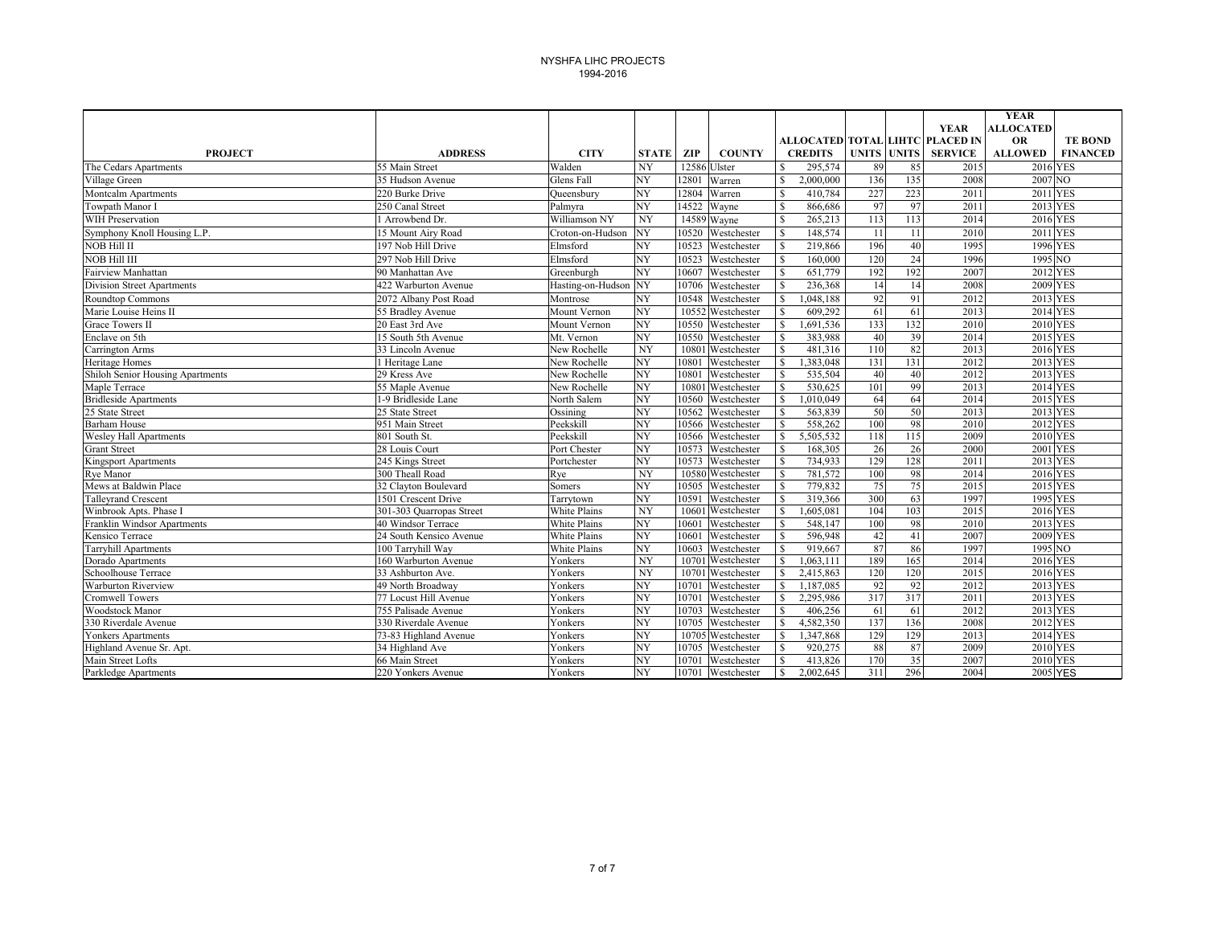NYSHFA LIHC PROJECTS
1994-2016

| PROJECT | ADDRESS | CITY | STATE | ZIP | COUNTY | ALLOCATED CREDITS | TOTAL UNITS | LIHTC UNITS | YEAR PLACED IN SERVICE | YEAR ALLOCATED OR ALLOWED | TE BOND FINANCED |
|---|---|---|---|---|---|---|---|---|---|---|---|
| The Cedars Apartments | 55 Main Street | Walden | NY | 12586 | Ulster | $ 295,574 | 89 | 85 | 2015 | 2016 | YES |
| Village Green | 35 Hudson Avenue | Glens Fall | NY | 12801 | Warren | $ 2,000,000 | 136 | 135 | 2008 | 2007 | NO |
| Montcalm Apartments | 220 Burke Drive | Queensbury | NY | 12804 | Warren | $ 410,784 | 227 | 223 | 2011 | 2011 | YES |
| Towpath Manor I | 250 Canal Street | Palmyra | NY | 14522 | Wayne | $ 866,686 | 97 | 97 | 2011 | 2013 | YES |
| WIH Preservation | 1 Arrowbend Dr. | Williamson NY | NY | 14589 | Wayne | $ 265,213 | 113 | 113 | 2014 | 2016 | YES |
| Symphony Knoll Housing L.P. | 15 Mount Airy Road | Croton-on-Hudson | NY | 10520 | Westchester | $ 148,574 | 11 | 11 | 2010 | 2011 | YES |
| NOB Hill II | 197 Nob Hill Drive | Elmsford | NY | 10523 | Westchester | $ 219,866 | 196 | 40 | 1995 | 1996 | YES |
| NOB Hill III | 297 Nob Hill Drive | Elmsford | NY | 10523 | Westchester | $ 160,000 | 120 | 24 | 1996 | 1995 | NO |
| Fairview Manhattan | 90 Manhattan Ave | Greenburgh | NY | 10607 | Westchester | $ 651,779 | 192 | 192 | 2007 | 2012 | YES |
| Division Street Apartments | 422 Warburton Avenue | Hasting-on-Hudson | NY | 10706 | Westchester | $ 236,368 | 14 | 14 | 2008 | 2009 | YES |
| Roundtop Commons | 2072 Albany Post Road | Montrose | NY | 10548 | Westchester | $ 1,048,188 | 92 | 91 | 2012 | 2013 | YES |
| Marie Louise Heins II | 55 Bradley Avenue | Mount Vernon | NY | 10552 | Westchester | $ 609,292 | 61 | 61 | 2013 | 2014 | YES |
| Grace Towers II | 20 East 3rd Ave | Mount Vernon | NY | 10550 | Westchester | $ 1,691,536 | 133 | 132 | 2010 | 2010 | YES |
| Enclave on 5th | 15 South 5th Avenue | Mt. Vernon | NY | 10550 | Westchester | $ 383,988 | 40 | 39 | 2014 | 2015 | YES |
| Carrington Arms | 33 Lincoln Avenue | New Rochelle | NY | 10801 | Westchester | $ 481,316 | 110 | 82 | 2013 | 2016 | YES |
| Heritage Homes | 1 Heritage Lane | New Rochelle | NY | 10801 | Westchester | $ 1,383,048 | 131 | 131 | 2012 | 2013 | YES |
| Shiloh Senior Housing Apartments | 29 Kress Ave | New Rochelle | NY | 10801 | Westchester | $ 535,504 | 40 | 40 | 2012 | 2013 | YES |
| Maple Terrace | 55 Maple Avenue | New Rochelle | NY | 10801 | Westchester | $ 530,625 | 101 | 99 | 2013 | 2014 | YES |
| Bridleside Apartments | 1-9 Bridleside Lane | North Salem | NY | 10560 | Westchester | $ 1,010,049 | 64 | 64 | 2014 | 2015 | YES |
| 25 State Street | 25 State Street | Ossining | NY | 10562 | Westchester | $ 563,839 | 50 | 50 | 2013 | 2013 | YES |
| Barham House | 951 Main Street | Peekskill | NY | 10566 | Westchester | $ 558,262 | 100 | 98 | 2010 | 2012 | YES |
| Wesley Hall Apartments | 801 South St. | Peekskill | NY | 10566 | Westchester | $ 5,505,532 | 118 | 115 | 2009 | 2010 | YES |
| Grant Street | 28 Louis Court | Port Chester | NY | 10573 | Westchester | $ 168,305 | 26 | 26 | 2000 | 2001 | YES |
| Kingsport Apartments | 245 Kings Street | Portchester | NY | 10573 | Westchester | $ 734,933 | 129 | 128 | 2011 | 2013 | YES |
| Rye Manor | 300 Theall Road | Rye | NY | 10580 | Westchester | $ 781,572 | 100 | 98 | 2014 | 2016 | YES |
| Mews at Baldwin Place | 32 Clayton Boulevard | Somers | NY | 10505 | Westchester | $ 779,832 | 75 | 75 | 2015 | 2015 | YES |
| Talleyrand Crescent | 1501 Crescent Drive | Tarrytown | NY | 10591 | Westchester | $ 319,366 | 300 | 63 | 1997 | 1995 | YES |
| Winbrook Apts. Phase I | 301-303 Quarropas Street | White Plains | NY | 10601 | Westchester | $ 1,605,081 | 104 | 103 | 2015 | 2016 | YES |
| Franklin Windsor Apartments | 40 Windsor Terrace | White Plains | NY | 10601 | Westchester | $ 548,147 | 100 | 98 | 2010 | 2013 | YES |
| Kensico Terrace | 24 South Kensico Avenue | White Plains | NY | 10601 | Westchester | $ 596,948 | 42 | 41 | 2007 | 2009 | YES |
| Tarryhill Apartments | 100 Tarryhill Way | White Plains | NY | 10603 | Westchester | $ 919,667 | 87 | 86 | 1997 | 1995 | NO |
| Dorado Apartments | 160 Warburton Avenue | Yonkers | NY | 10701 | Westchester | $ 1,063,111 | 189 | 165 | 2014 | 2016 | YES |
| Schoolhouse Terrace | 33 Ashburton Ave. | Yonkers | NY | 10701 | Westchester | $ 2,415,863 | 120 | 120 | 2015 | 2016 | YES |
| Warburton Riverview | 49 North Broadway | Yonkers | NY | 10701 | Westchester | $ 1,187,085 | 92 | 92 | 2012 | 2013 | YES |
| Cromwell Towers | 77 Locust Hill Avenue | Yonkers | NY | 10701 | Westchester | $ 2,295,986 | 317 | 317 | 2011 | 2013 | YES |
| Woodstock Manor | 755 Palisade Avenue | Yonkers | NY | 10703 | Westchester | $ 406,256 | 61 | 61 | 2012 | 2013 | YES |
| 330 Riverdale Avenue | 330 Riverdale Avenue | Yonkers | NY | 10705 | Westchester | $ 4,582,350 | 137 | 136 | 2008 | 2012 | YES |
| Yonkers Apartments | 73-83 Highland Avenue | Yonkers | NY | 10705 | Westchester | $ 1,347,868 | 129 | 129 | 2013 | 2014 | YES |
| Highland Avenue Sr. Apt. | 34 Highland Ave | Yonkers | NY | 10705 | Westchester | $ 920,275 | 88 | 87 | 2009 | 2010 | YES |
| Main Street Lofts | 66 Main Street | Yonkers | NY | 10701 | Westchester | $ 413,826 | 170 | 35 | 2007 | 2010 | YES |
| Parkledge Apartments | 220 Yonkers Avenue | Yonkers | NY | 10701 | Westchester | $ 2,002,645 | 311 | 296 | 2004 | 2005 | YES |